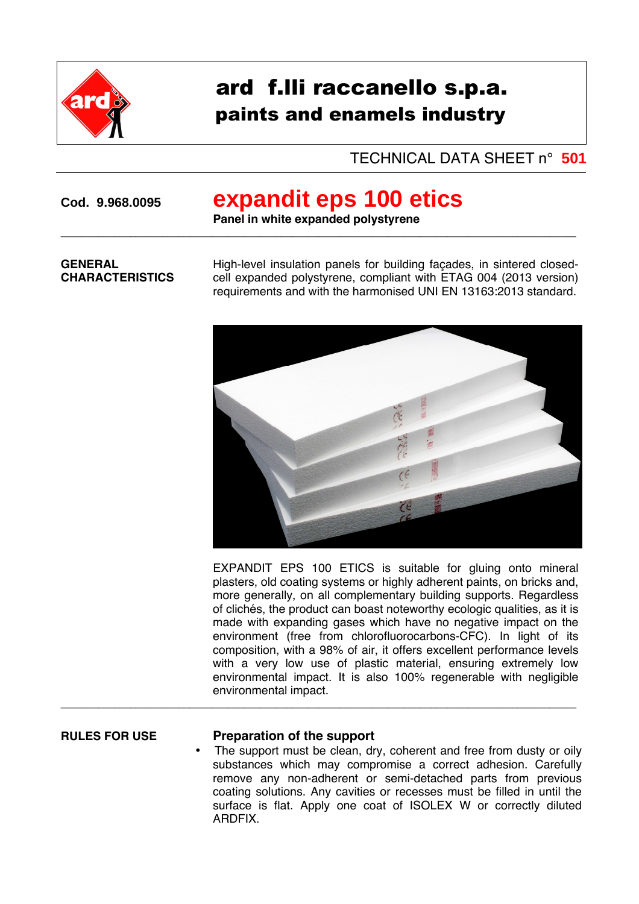# ard f.lli raccanello s.p.a.
## paints and enamels industry

TECHNICAL DATA SHEET n° **501**

**Cod. 9.968.0095**

# expandit eps 100 etics

**Panel in white expanded polystyrene**

---

**GENERAL CHARACTERISTICS**

High-level insulation panels for building façades, in sintered closed-cell expanded polystyrene, compliant with ETAG 004 (2013 version) requirements and with the harmonised UNI EN 13163:2013 standard.

EXPANDIT EPS 100 ETICS is suitable for gluing onto mineral plasters, old coating systems or highly adherent paints, on bricks and, more generally, on all complementary building supports. Regardless of clichés, the product can boast noteworthy ecologic qualities, as it is made with expanding gases which have no negative impact on the environment (free from chlorofluorocarbons-CFC). In light of its composition, with a 98% of air, it offers excellent performance levels with a very low use of plastic material, ensuring extremely low environmental impact. It is also 100% regenerable with negligible environmental impact.

---

**RULES FOR USE**

**Preparation of the support**

- The support must be clean, dry, coherent and free from dusty or oily substances which may compromise a correct adhesion. Carefully remove any non-adherent or semi-detached parts from previous coating solutions. Any cavities or recesses must be filled in until the surface is flat. Apply one coat of ISOLEX W or correctly diluted ARDFIX.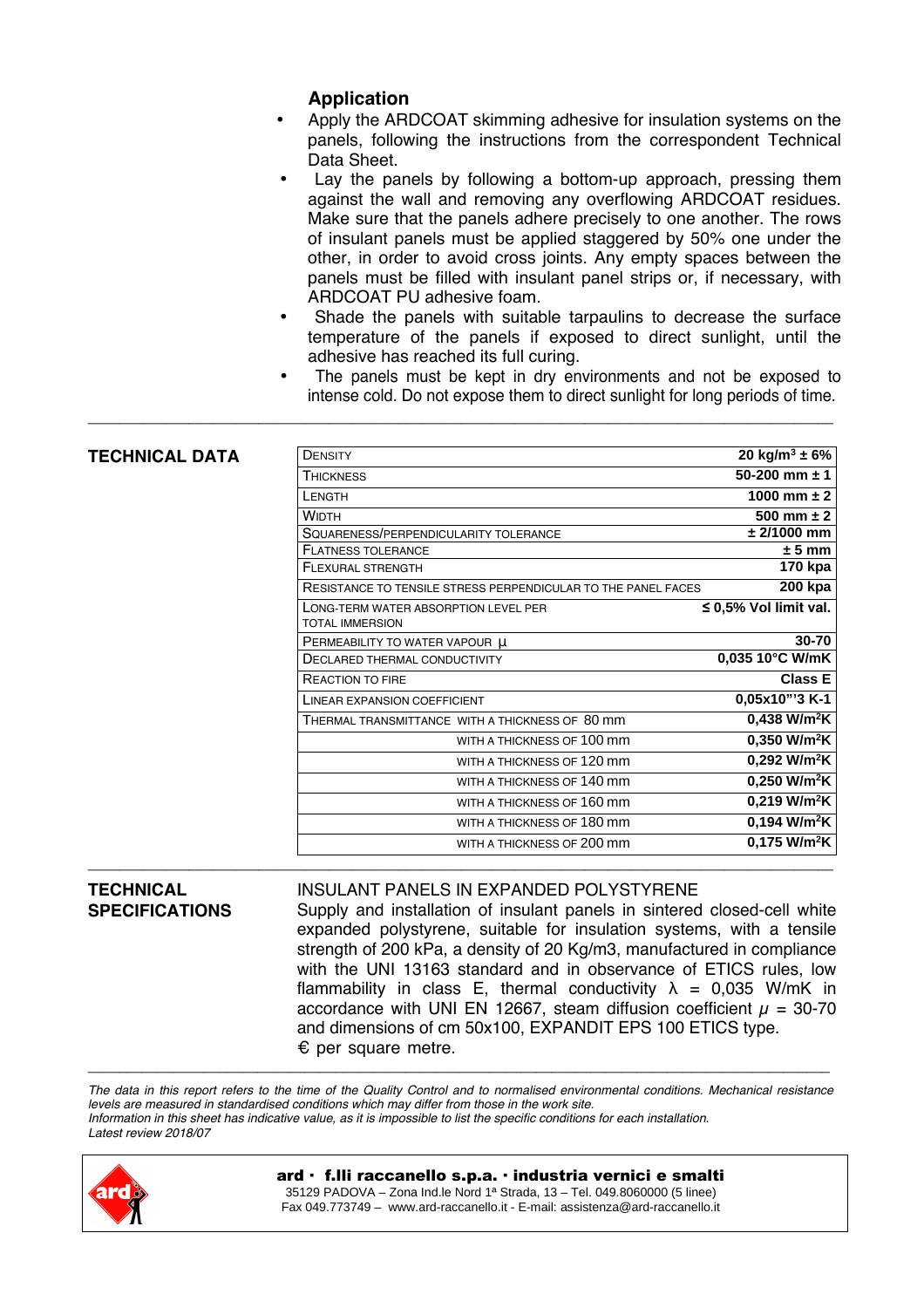### Application

- Apply the ARDCOAT skimming adhesive for insulation systems on the panels, following the instructions from the correspondent Technical Data Sheet.
- Lay the panels by following a bottom-up approach, pressing them against the wall and removing any overflowing ARDCOAT residues. Make sure that the panels adhere precisely to one another. The rows of insulant panels must be applied staggered by 50% one under the other, in order to avoid cross joints. Any empty spaces between the panels must be filled with insulant panel strips or, if necessary, with ARDCOAT PU adhesive foam.
- Shade the panels with suitable tarpaulins to decrease the surface temperature of the panels if exposed to direct sunlight, until the adhesive has reached its full curing.
- The panels must be kept in dry environments and not be exposed to intense cold. Do not expose them to direct sunlight for long periods of time.

---

## TECHNICAL DATA

| | |
|---|---|
| Density | **20 kg/m³ ± 6%** |
| Thickness | **50-200 mm ± 1** |
| Length | **1000 mm ± 2** |
| Width | **500 mm ± 2** |
| Squareness/perpendicularity tolerance | **± 2/1000 mm** |
| Flatness tolerance | **± 5 mm** |
| Flexural strength | **170 kpa** |
| Resistance to tensile stress perpendicular to the panel faces | **200 kpa** |
| Long-term water absorption level per total immersion | **≤ 0,5% Vol limit val.** |
| Permeability to water vapour µ | **30-70** |
| Declared thermal conductivity | **0,035 10°C W/mK** |
| Reaction to fire | **Class E** |
| Linear expansion coefficient | **0,05x10"'3 K-1** |
| Thermal transmittance with a thickness of 80 mm | **0,438 W/m²K** |
| with a thickness of 100 mm | **0,350 W/m²K** |
| with a thickness of 120 mm | **0,292 W/m²K** |
| with a thickness of 140 mm | **0,250 W/m²K** |
| with a thickness of 160 mm | **0,219 W/m²K** |
| with a thickness of 180 mm | **0,194 W/m²K** |
| with a thickness of 200 mm | **0,175 W/m²K** |

---

## TECHNICAL SPECIFICATIONS

INSULANT PANELS IN EXPANDED POLYSTYRENE

Supply and installation of insulant panels in sintered closed-cell white expanded polystyrene, suitable for insulation systems, with a tensile strength of 200 kPa, a density of 20 Kg/m3, manufactured in compliance with the UNI 13163 standard and in observance of ETICS rules, low flammability in class E, thermal conductivity $\lambda$ = 0,035 W/mK in accordance with UNI EN 12667, steam diffusion coefficient $\mu$ = 30-70 and dimensions of cm 50x100, EXPANDIT EPS 100 ETICS type.

€ per square metre.

---

*The data in this report refers to the time of the Quality Control and to normalised environmental conditions. Mechanical resistance levels are measured in standardised conditions which may differ from those in the work site.*
*Information in this sheet has indicative value, as it is impossible to list the specific conditions for each installation.*
*Latest review 2018/07*

**ard · f.lli raccanello s.p.a. · industria vernici e smalti**
35129 PADOVA – Zona Ind.le Nord 1ª Strada, 13 – Tel. 049.8060000 (5 linee)
Fax 049.773749 – www.ard-raccanello.it - E-mail: assistenza@ard-raccanello.it